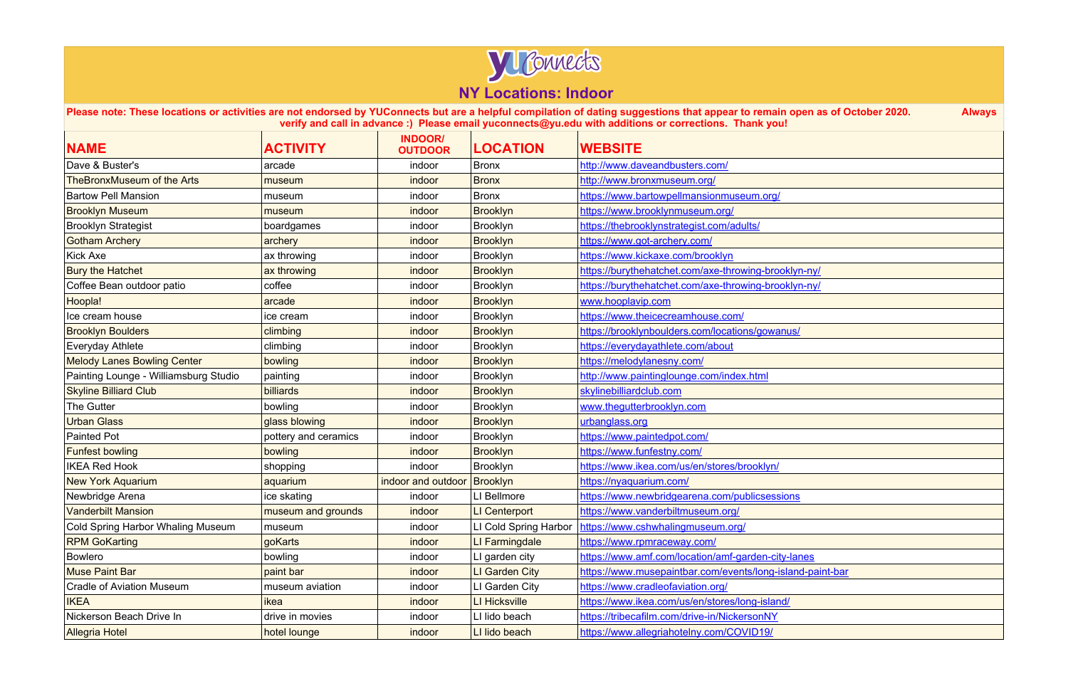# YUConnects

## NY Locations: Indoor

**Please note: These locations or activities are not endorsed by YUConnects but are a helpful compilation of dating suggestions that appear to remain open as of October 2020. Always verify and call in advance :) Please email yuconnects@yu.edu with additions or corrections. Thank you!**

| NAME | ACTIVITY | INDOOR/ OUTDOOR | LOCATION | WEBSITE |
|---|---|---|---|---|
| Dave & Buster's | arcade | indoor | Bronx | http://www.daveandbusters.com/ |
| TheBronxMuseum of the Arts | museum | indoor | Bronx | http://www.bronxmuseum.org/ |
| Bartow Pell Mansion | museum | indoor | Bronx | https://www.bartowpellmansionmuseum.org/ |
| Brooklyn Museum | museum | indoor | Brooklyn | https://www.brooklynmuseum.org/ |
| Brooklyn Strategist | boardgames | indoor | Brooklyn | https://thebrooklynstrategist.com/adults/ |
| Gotham Archery | archery | indoor | Brooklyn | https://www.got-archery.com/ |
| Kick Axe | ax throwing | indoor | Brooklyn | https://www.kickaxe.com/brooklyn |
| Bury the Hatchet | ax throwing | indoor | Brooklyn | https://burythehatchet.com/axe-throwing-brooklyn-ny/ |
| Coffee Bean outdoor patio | coffee | indoor | Brooklyn | https://burythehatchet.com/axe-throwing-brooklyn-ny/ |
| Hoopla! | arcade | indoor | Brooklyn | www.hooplavip.com |
| Ice cream house | ice cream | indoor | Brooklyn | https://www.theicecreamhouse.com/ |
| Brooklyn Boulders | climbing | indoor | Brooklyn | https://brooklynboulders.com/locations/gowanus/ |
| Everyday Athlete | climbing | indoor | Brooklyn | https://everydayathlete.com/about |
| Melody Lanes Bowling Center | bowling | indoor | Brooklyn | https://melodylanesny.com/ |
| Painting Lounge - Williamsburg Studio | painting | indoor | Brooklyn | http://www.paintinglounge.com/index.html |
| Skyline Billiard Club | billiards | indoor | Brooklyn | skylinebilliardclub.com |
| The Gutter | bowling | indoor | Brooklyn | www.thegutterbrooklyn.com |
| Urban Glass | glass blowing | indoor | Brooklyn | urbanglass.org |
| Painted Pot | pottery and ceramics | indoor | Brooklyn | https://www.paintedpot.com/ |
| Funfest bowling | bowling | indoor | Brooklyn | https://www.funfestny.com/ |
| IKEA Red Hook | shopping | indoor | Brooklyn | https://www.ikea.com/us/en/stores/brooklyn/ |
| New York Aquarium | aquarium | indoor and outdoor | Brooklyn | https://nyaquarium.com/ |
| Newbridge Arena | ice skating | indoor | LI Bellmore | https://www.newbridgearena.com/publicsessions |
| Vanderbilt Mansion | museum and grounds | indoor | LI Centerport | https://www.vanderbiltmuseum.org/ |
| Cold Spring Harbor Whaling Museum | museum | indoor | LI Cold Spring Harbor | https://www.cshwhalingmuseum.org/ |
| RPM GoKarting | goKarts | indoor | LI Farmingdale | https://www.rpmraceway.com/ |
| Bowlero | bowling | indoor | LI garden city | https://www.amf.com/location/amf-garden-city-lanes |
| Muse Paint Bar | paint bar | indoor | LI Garden City | https://www.musepaintbar.com/events/long-island-paint-bar |
| Cradle of Aviation Museum | museum aviation | indoor | LI Garden City | https://www.cradleofaviation.org/ |
| IKEA | ikea | indoor | LI Hicksville | https://www.ikea.com/us/en/stores/long-island/ |
| Nickerson Beach Drive In | drive in movies | indoor | LI lido beach | https://tribecafilm.com/drive-in/NickersonNY |
| Allegria Hotel | hotel lounge | indoor | LI lido beach | https://www.allegriahotelny.com/COVID19/ |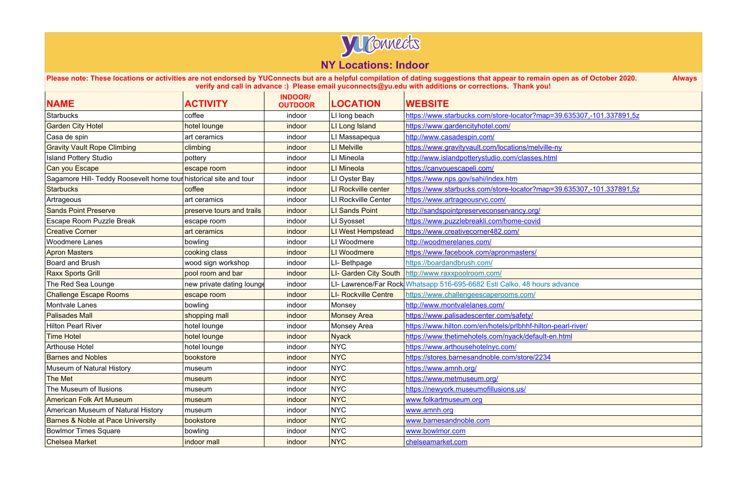# yuConnects

## NY Locations: Indoor

**Please note: These locations or activities are not endorsed by YUConnects but are a helpful compilation of dating suggestions that appear to remain open as of October 2020. Always verify and call in advance :) Please email yuconnects@yu.edu with additions or corrections. Thank you!**

| NAME | ACTIVITY | INDOOR/ OUTDOOR | LOCATION | WEBSITE |
|---|---|---|---|---|
| Starbucks | coffee | indoor | LI long beach | https://www.starbucks.com/store-locator?map=39.635307,-101.337891,5z |
| Garden City Hotel | hotel lounge | indoor | LI Long Island | https://www.gardencityhotel.com/ |
| Casa de spin | art ceramics | indoor | LI Massapequa | http://www.casadespin.com/ |
| Gravity Vault Rope Climbing | climbing | indoor | LI Melville | https://www.gravityvault.com/locations/melville-ny |
| Island Pottery Studio | pottery | indoor | LI Mineola | http://www.islandpotterystudio.com/classes.html |
| Can you Escape | escape room | indoor | LI Mineola | https://canyouescapeli.com/ |
| Sagamore Hill- Teddy Roosevelt home tour | historical site and tour | indoor | LI Oyster Bay | https://www.nps.gov/sahi/index.htm |
| Starbucks | coffee | indoor | LI Rockville center | https://www.starbucks.com/store-locator?map=39.635307,-101.337891,5z |
| Artrageous | art ceramics | indoor | LI Rockville Center | https://www.artrageousrvc.com/ |
| Sands Point Preserve | preserve tours and trails | indoor | LI Sands Point | http://sandspointpreserveconservancy.org/ |
| Escape Room Puzzle Break | escape room | indoor | LI Syosset | https://www.puzzlebreakli.com/home-covid |
| Creative Corner | art ceramics | indoor | LI West Hempstead | https://www.creativecorner482.com/ |
| Woodmere Lanes | bowling | indoor | LI Woodmere | http://woodmerelanes.com/ |
| Apron Masters | cooking class | indoor | LI Woodmere | https://www.facebook.com/apronmasters/ |
| Board and Brush | wood sign workshop | indoor | LI- Bethpage | https://boardandbrush.com/ |
| Raxx Sports Grill | pool room and bar | indoor | LI- Garden City South | http://www.raxxpoolroom.com/ |
| The Red Sea Lounge | new private dating lounge | indoor | LI- Lawrence/Far Rock | Whatsapp 516-695-6682 Esti Calko, 48 hours advance |
| Challenge Escape Rooms | escape room | indoor | LI- Rockville Centre | https://www.challengeescaperooms.com/ |
| Montvale Lanes | bowling | indoor | Monsey | http://www.montvalelanes.com/ |
| Palisades Mall | shopping mall | indoor | Monsey Area | https://www.palisadescenter.com/safety/ |
| Hilton Pearl River | hotel lounge | indoor | Monsey Area | https://www.hilton.com/en/hotels/prlbhhf-hilton-pearl-river/ |
| Time Hotel | hotel lounge | indoor | Nyack | https://www.thetimehotels.com/nyack/default-en.html |
| Arthouse Hotel | hotel lounge | indoor | NYC | https://www.arthousehotelnyc.com/ |
| Barnes and Nobles | bookstore | indoor | NYC | https://stores.barnesandnoble.com/store/2234 |
| Museum of Natural History | museum | indoor | NYC | https://www.amnh.org/ |
| The Met | museum | indoor | NYC | https://www.metmuseum.org/ |
| The Museum of Ilusions | museum | indoor | NYC | https://newyork.museumofillusions.us/ |
| American Folk Art Museum | museum | indoor | NYC | www.folkartmuseum.org |
| American Museum of Natural History | museum | indoor | NYC | www.amnh.org |
| Barnes & Noble at Pace University | bookstore | indoor | NYC | www.barnesandnoble.com |
| Bowlmor Times Square | bowling | indoor | NYC | www.bowlmor.com |
| Chelsea Market | indoor mall | indoor | NYC | chelseamarket.com |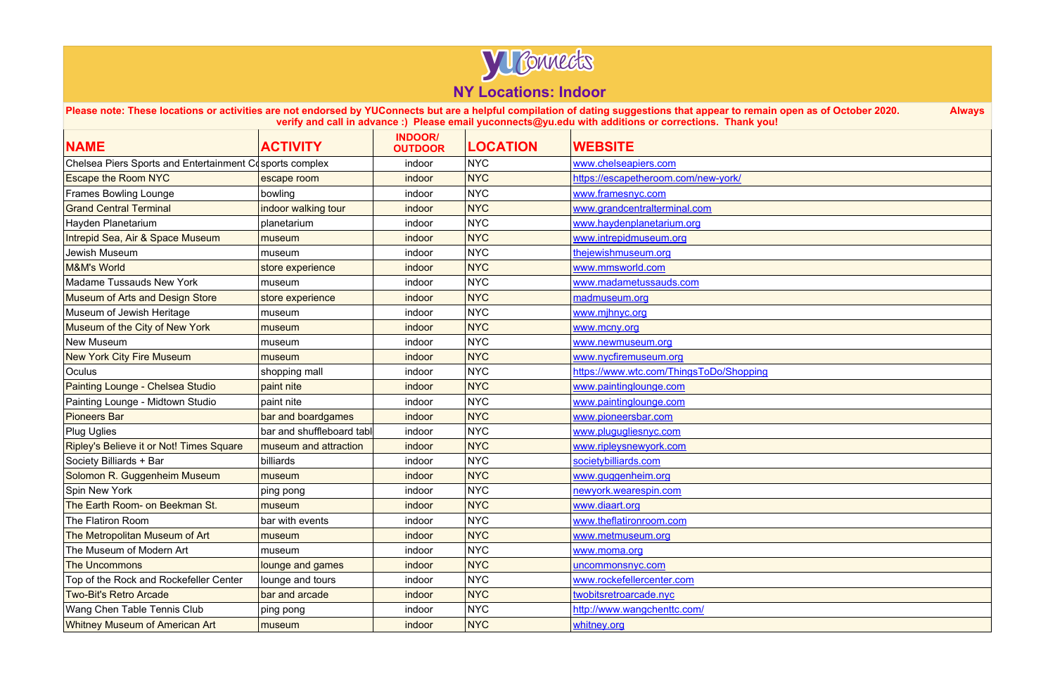# NY Locations: Indoor

**Please note: These locations or activities are not endorsed by YUConnects but are a helpful compilation of dating suggestions that appear to remain open as of October 2020. Always verify and call in advance :) Please email yuconnects@yu.edu with additions or corrections. Thank you!**

| NAME | ACTIVITY | INDOOR/ OUTDOOR | LOCATION | WEBSITE |
|---|---|---|---|---|
| Chelsea Piers Sports and Entertainment Co | sports complex | indoor | NYC | www.chelseapiers.com |
| Escape the Room NYC | escape room | indoor | NYC | https://escapetheroom.com/new-york/ |
| Frames Bowling Lounge | bowling | indoor | NYC | www.framesnyc.com |
| Grand Central Terminal | indoor walking tour | indoor | NYC | www.grandcentralterminal.com |
| Hayden Planetarium | planetarium | indoor | NYC | www.haydenplanetarium.org |
| Intrepid Sea, Air & Space Museum | museum | indoor | NYC | www.intrepidmuseum.org |
| Jewish Museum | museum | indoor | NYC | thejewishmuseum.org |
| M&M's World | store experience | indoor | NYC | www.mmsworld.com |
| Madame Tussauds New York | museum | indoor | NYC | www.madametussauds.com |
| Museum of Arts and Design Store | store experience | indoor | NYC | madmuseum.org |
| Museum of Jewish Heritage | museum | indoor | NYC | www.mjhnyc.org |
| Museum of the City of New York | museum | indoor | NYC | www.mcny.org |
| New Museum | museum | indoor | NYC | www.newmuseum.org |
| New York City Fire Museum | museum | indoor | NYC | www.nycfiremuseum.org |
| Oculus | shopping mall | indoor | NYC | https://www.wtc.com/ThingsToDo/Shopping |
| Painting Lounge - Chelsea Studio | paint nite | indoor | NYC | www.paintinglounge.com |
| Painting Lounge - Midtown Studio | paint nite | indoor | NYC | www.paintinglounge.com |
| Pioneers Bar | bar and boardgames | indoor | NYC | www.pioneersbar.com |
| Plug Uglies | bar and shuffleboard tabl | indoor | NYC | www.plugugliesnyc.com |
| Ripley's Believe it or Not! Times Square | museum and attraction | indoor | NYC | www.ripleysnewyork.com |
| Society Billiards + Bar | billiards | indoor | NYC | societybilliards.com |
| Solomon R. Guggenheim Museum | museum | indoor | NYC | www.guggenheim.org |
| Spin New York | ping pong | indoor | NYC | newyork.wearespin.com |
| The Earth Room- on Beekman St. | museum | indoor | NYC | www.diaart.org |
| The Flatiron Room | bar with events | indoor | NYC | www.theflatironroom.com |
| The Metropolitan Museum of Art | museum | indoor | NYC | www.metmuseum.org |
| The Museum of Modern Art | museum | indoor | NYC | www.moma.org |
| The Uncommons | lounge and games | indoor | NYC | uncommonsnyc.com |
| Top of the Rock and Rockefeller Center | lounge and tours | indoor | NYC | www.rockefellercenter.com |
| Two-Bit's Retro Arcade | bar and arcade | indoor | NYC | twobitsretroarcade.nyc |
| Wang Chen Table Tennis Club | ping pong | indoor | NYC | http://www.wangchenttc.com/ |
| Whitney Museum of American Art | museum | indoor | NYC | whitney.org |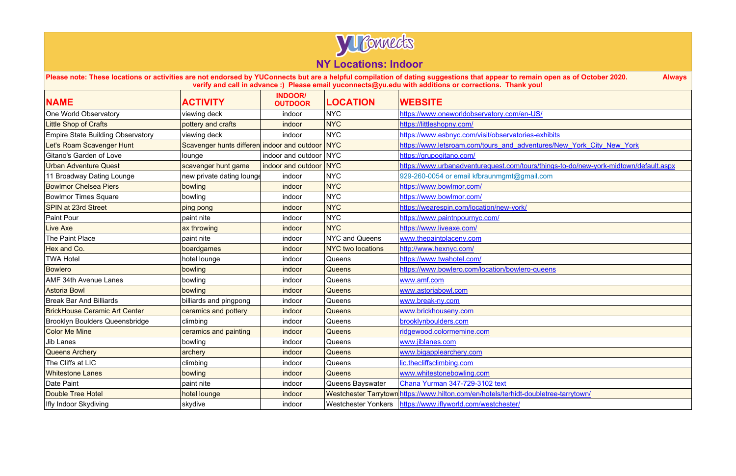# NY Locations: Indoor

**Please note: These locations or activities are not endorsed by YUConnects but are a helpful compilation of dating suggestions that appear to remain open as of October 2020. Always verify and call in advance :) Please email yuconnects@yu.edu with additions or corrections. Thank you!**

| NAME | ACTIVITY | INDOOR/ OUTDOOR | LOCATION | WEBSITE |
|---|---|---|---|---|
| One World Observatory | viewing deck | indoor | NYC | https://www.oneworldobservatory.com/en-US/ |
| Little Shop of Crafts | pottery and crafts | indoor | NYC | https://littleshopny.com/ |
| Empire State Building Observatory | viewing deck | indoor | NYC | https://www.esbnyc.com/visit/observatories-exhibits |
| Let's Roam Scavenger Hunt | Scavenger hunts differen | indoor and outdoor | NYC | https://www.letsroam.com/tours_and_adventures/New_York_City_New_York |
| Gitano's Garden of Love | lounge | indoor and outdoor | NYC | https://grupogitano.com/ |
| Urban Adventure Quest | scavenger hunt game | indoor and outdoor | NYC | https://www.urbanadventurequest.com/tours/things-to-do/new-york-midtown/default.aspx |
| 11 Broadway Dating Lounge | new private dating lounge | indoor | NYC | 929-260-0054 or email kfbraunmgmt@gmail.com |
| Bowlmor Chelsea Piers | bowling | indoor | NYC | https://www.bowlmor.com/ |
| Bowlmor Times Square | bowling | indoor | NYC | https://www.bowlmor.com/ |
| SPIN at 23rd Street | ping pong | indoor | NYC | https://wearespin.com/location/new-york/ |
| Paint Pour | paint nite | indoor | NYC | https://www.paintnpournyc.com/ |
| Live Axe | ax throwing | indoor | NYC | https://www.liveaxe.com/ |
| The Paint Place | paint nite | indoor | NYC and Queens | www.thepaintplaceny.com |
| Hex and Co. | boardgames | indoor | NYC two locations | http://www.hexnyc.com/ |
| TWA Hotel | hotel lounge | indoor | Queens | https://www.twahotel.com/ |
| Bowlero | bowling | indoor | Queens | https://www.bowlero.com/location/bowlero-queens |
| AMF 34th Avenue Lanes | bowling | indoor | Queens | www.amf.com |
| Astoria Bowl | bowling | indoor | Queens | www.astoriabowl.com |
| Break Bar And Billiards | billiards and pingpong | indoor | Queens | www.break-ny.com |
| BrickHouse Ceramic Art Center | ceramics and pottery | indoor | Queens | www.brickhouseny.com |
| Brooklyn Boulders Queensbridge | climbing | indoor | Queens | brooklynboulders.com |
| Color Me Mine | ceramics and painting | indoor | Queens | ridgewood.colormemine.com |
| Jib Lanes | bowling | indoor | Queens | www.jiblanes.com |
| Queens Archery | archery | indoor | Queens | www.bigapplearchery.com |
| The Cliffs at LIC | climbing | indoor | Queens | lic.thecliffsclimbing.com |
| Whitestone Lanes | bowling | indoor | Queens | www.whitestonebowling.com |
| Date Paint | paint nite | indoor | Queens Bayswater | Chana Yurman 347-729-3102 text |
| Double Tree Hotel | hotel lounge | indoor | Westchester Tarrytown | https://www.hilton.com/en/hotels/terhidt-doubletree-tarrytown/ |
| Ifly Indoor Skydiving | skydive | indoor | Westchester Yonkers | https://www.iflyworld.com/westchester/ |